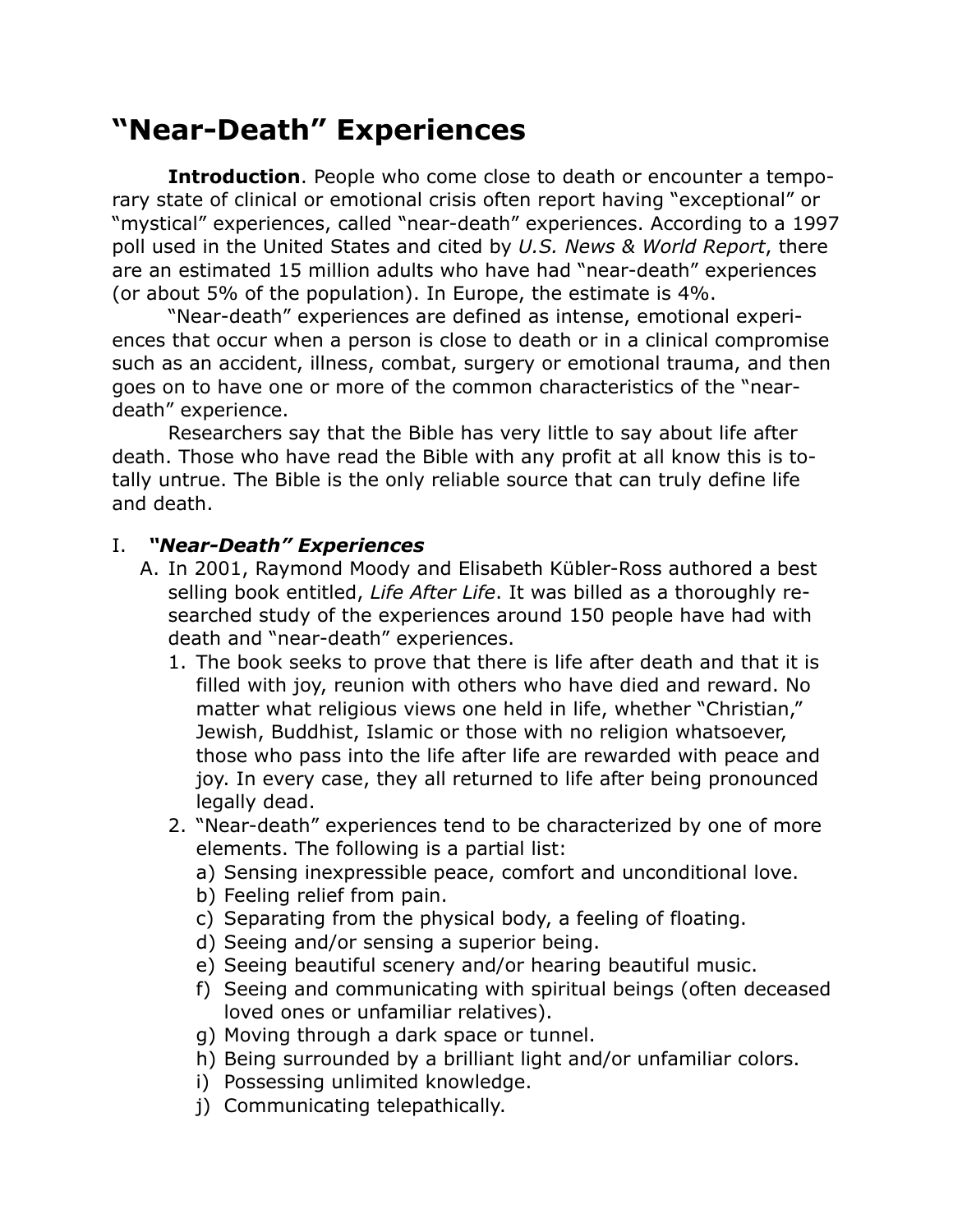# "Near-Death" Experiences

**Introduction**. People who come close to death or encounter a temporary state of clinical or emotional crisis often report having "exceptional" or "mystical" experiences, called "near-death" experiences. According to a 1997 poll used in the United States and cited by *U.S. News & World Report*, there are an estimated 15 million adults who have had "near-death" experiences (or about 5% of the population). In Europe, the estimate is 4%.

"Near-death" experiences are defined as intense, emotional experiences that occur when a person is close to death or in a clinical compromise such as an accident, illness, combat, surgery or emotional trauma, and then goes on to have one or more of the common characteristics of the "near-death" experience.

Researchers say that the Bible has very little to say about life after death. Those who have read the Bible with any profit at all know this is totally untrue. The Bible is the only reliable source that can truly define life and death.

## I. *"Near-Death" Experiences*

A. In 2001, Raymond Moody and Elisabeth Kübler-Ross authored a best selling book entitled, *Life After Life*. It was billed as a thoroughly researched study of the experiences around 150 people have had with death and "near-death" experiences.

1. The book seeks to prove that there is life after death and that it is filled with joy, reunion with others who have died and reward. No matter what religious views one held in life, whether "Christian," Jewish, Buddhist, Islamic or those with no religion whatsoever, those who pass into the life after life are rewarded with peace and joy. In every case, they all returned to life after being pronounced legally dead.
2. "Near-death" experiences tend to be characterized by one of more elements. The following is a partial list:
   a) Sensing inexpressible peace, comfort and unconditional love.
   b) Feeling relief from pain.
   c) Separating from the physical body, a feeling of floating.
   d) Seeing and/or sensing a superior being.
   e) Seeing beautiful scenery and/or hearing beautiful music.
   f) Seeing and communicating with spiritual beings (often deceased loved ones or unfamiliar relatives).
   g) Moving through a dark space or tunnel.
   h) Being surrounded by a brilliant light and/or unfamiliar colors.
   i) Possessing unlimited knowledge.
   j) Communicating telepathically.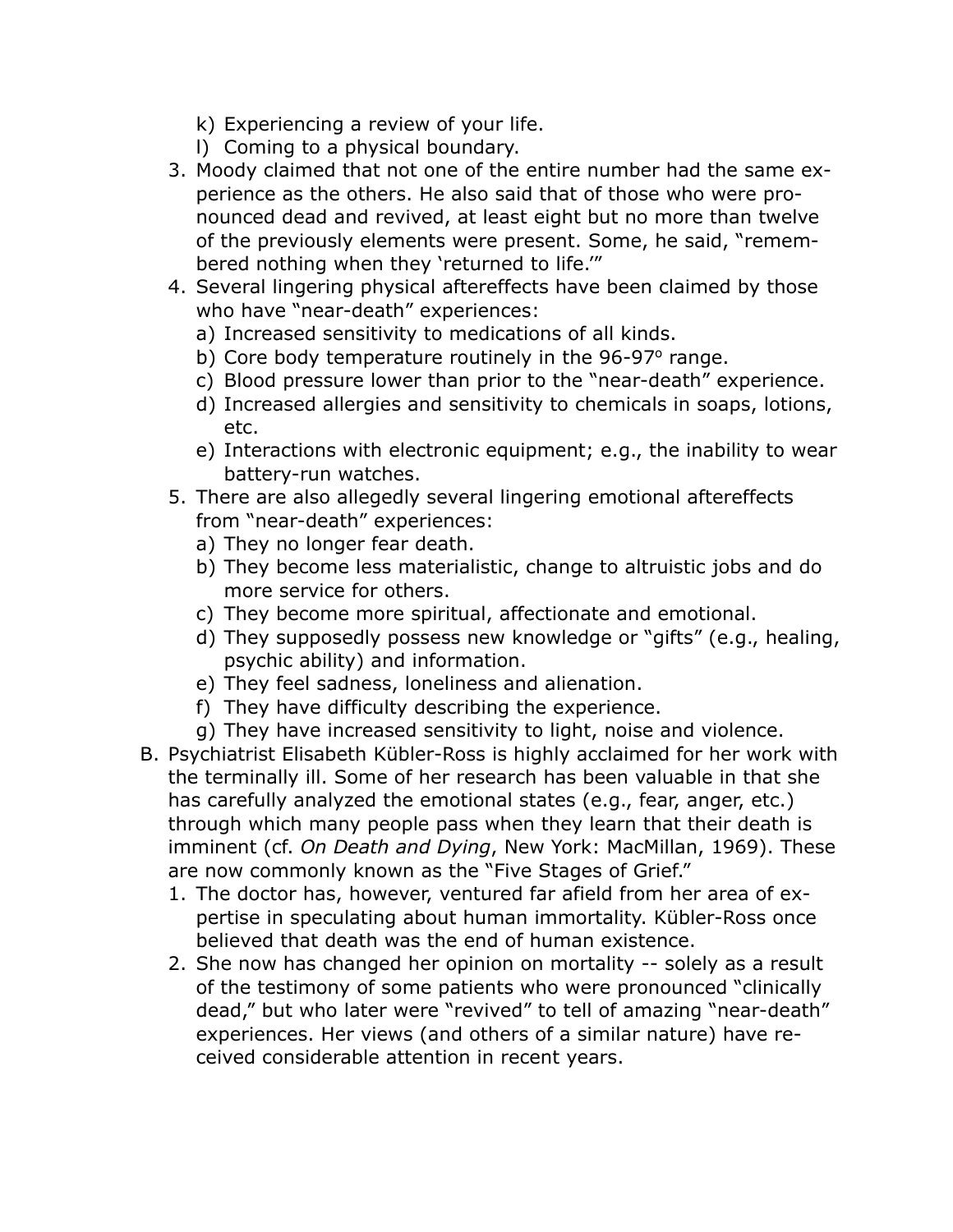k) Experiencing a review of your life.
   l) Coming to a physical boundary.
3. Moody claimed that not one of the entire number had the same experience as the others. He also said that of those who were pronounced dead and revived, at least eight but no more than twelve of the previously elements were present. Some, he said, "remembered nothing when they 'returned to life.'"
4. Several lingering physical aftereffects have been claimed by those who have "near-death" experiences:
   a) Increased sensitivity to medications of all kinds.
   b) Core body temperature routinely in the 96-97$^{o}$ range.
   c) Blood pressure lower than prior to the "near-death" experience.
   d) Increased allergies and sensitivity to chemicals in soaps, lotions, etc.
   e) Interactions with electronic equipment; e.g., the inability to wear battery-run watches.
5. There are also allegedly several lingering emotional aftereffects from "near-death" experiences:
   a) They no longer fear death.
   b) They become less materialistic, change to altruistic jobs and do more service for others.
   c) They become more spiritual, affectionate and emotional.
   d) They supposedly possess new knowledge or "gifts" (e.g., healing, psychic ability) and information.
   e) They feel sadness, loneliness and alienation.
   f) They have difficulty describing the experience.
   g) They have increased sensitivity to light, noise and violence.

B. Psychiatrist Elisabeth Kübler-Ross is highly acclaimed for her work with the terminally ill. Some of her research has been valuable in that she has carefully analyzed the emotional states (e.g., fear, anger, etc.) through which many people pass when they learn that their death is imminent (cf. *On Death and Dying*, New York: MacMillan, 1969). These are now commonly known as the "Five Stages of Grief."
   1. The doctor has, however, ventured far afield from her area of expertise in speculating about human immortality. Kübler-Ross once believed that death was the end of human existence.
   2. She now has changed her opinion on mortality -- solely as a result of the testimony of some patients who were pronounced "clinically dead," but who later were "revived" to tell of amazing "near-death" experiences. Her views (and others of a similar nature) have received considerable attention in recent years.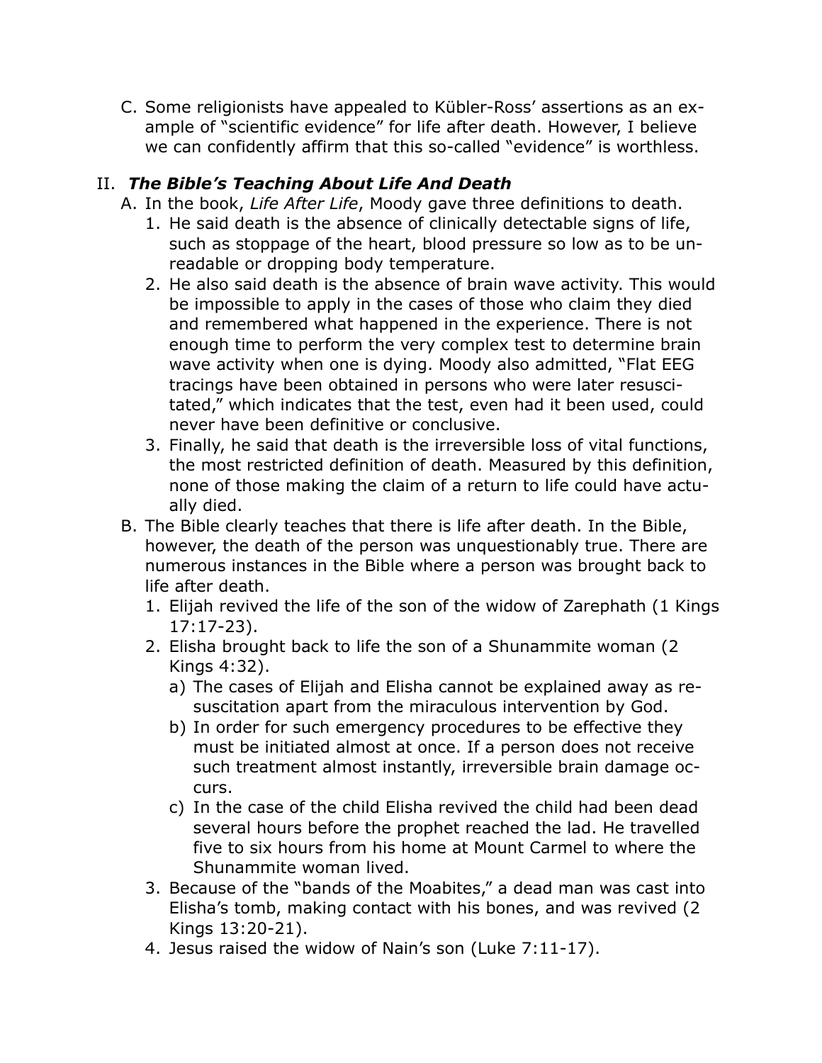C. Some religionists have appealed to Kübler-Ross' assertions as an example of "scientific evidence" for life after death. However, I believe we can confidently affirm that this so-called "evidence" is worthless.

## II. ***The Bible's Teaching About Life And Death***

A. In the book, *Life After Life*, Moody gave three definitions to death.
   1. He said death is the absence of clinically detectable signs of life, such as stoppage of the heart, blood pressure so low as to be unreadable or dropping body temperature.
   2. He also said death is the absence of brain wave activity. This would be impossible to apply in the cases of those who claim they died and remembered what happened in the experience. There is not enough time to perform the very complex test to determine brain wave activity when one is dying. Moody also admitted, "Flat EEG tracings have been obtained in persons who were later resuscitated," which indicates that the test, even had it been used, could never have been definitive or conclusive.
   3. Finally, he said that death is the irreversible loss of vital functions, the most restricted definition of death. Measured by this definition, none of those making the claim of a return to life could have actually died.

B. The Bible clearly teaches that there is life after death. In the Bible, however, the death of the person was unquestionably true. There are numerous instances in the Bible where a person was brought back to life after death.
   1. Elijah revived the life of the son of the widow of Zarephath (1 Kings 17:17-23).
   2. Elisha brought back to life the son of a Shunammite woman (2 Kings 4:32).
      a) The cases of Elijah and Elisha cannot be explained away as resuscitation apart from the miraculous intervention by God.
      b) In order for such emergency procedures to be effective they must be initiated almost at once. If a person does not receive such treatment almost instantly, irreversible brain damage occurs.
      c) In the case of the child Elisha revived the child had been dead several hours before the prophet reached the lad. He travelled five to six hours from his home at Mount Carmel to where the Shunammite woman lived.
   3. Because of the "bands of the Moabites," a dead man was cast into Elisha's tomb, making contact with his bones, and was revived (2 Kings 13:20-21).
   4. Jesus raised the widow of Nain's son (Luke 7:11-17).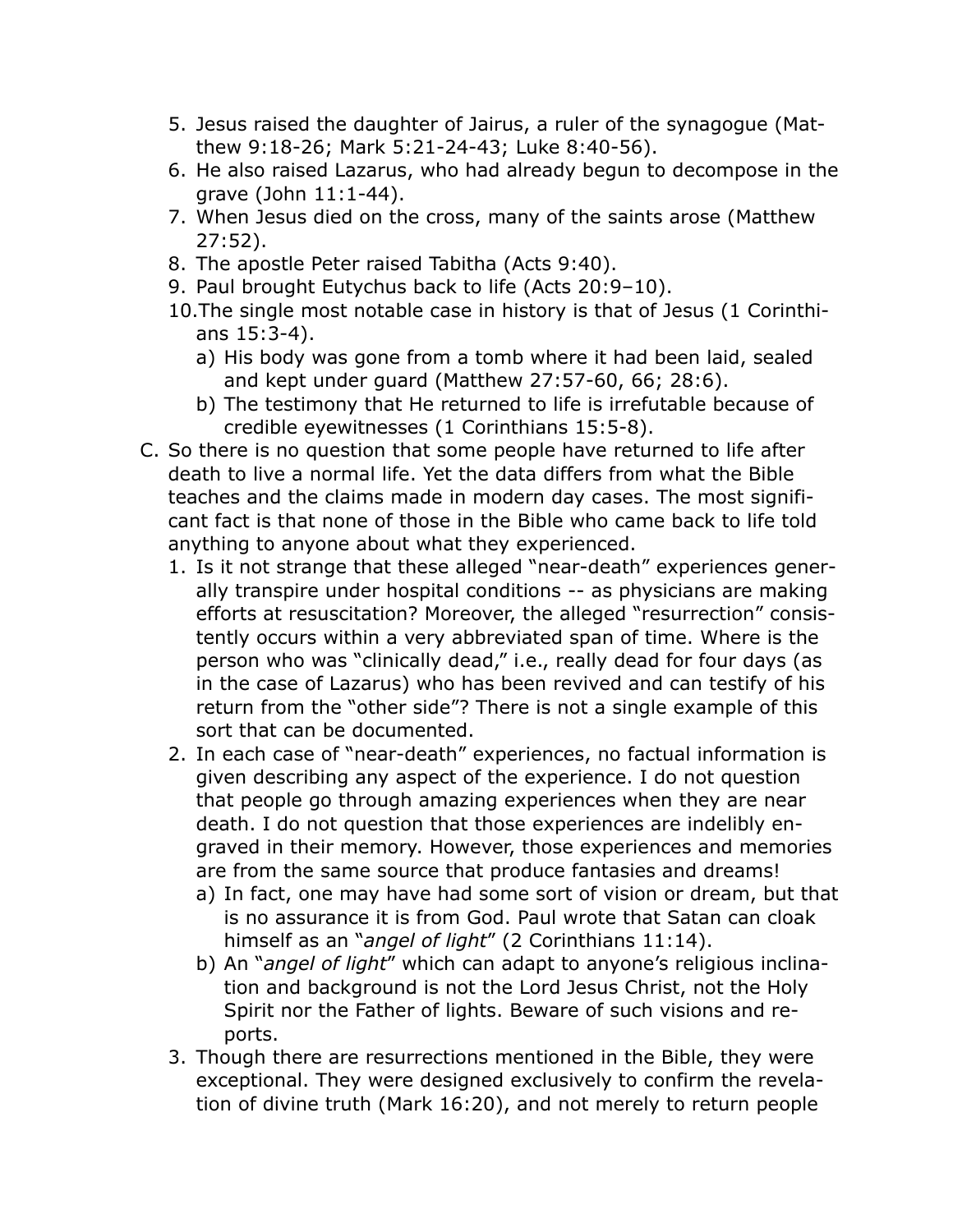5. Jesus raised the daughter of Jairus, a ruler of the synagogue (Matthew 9:18-26; Mark 5:21-24-43; Luke 8:40-56).
6. He also raised Lazarus, who had already begun to decompose in the grave (John 11:1-44).
7. When Jesus died on the cross, many of the saints arose (Matthew 27:52).
8. The apostle Peter raised Tabitha (Acts 9:40).
9. Paul brought Eutychus back to life (Acts 20:9–10).
10. The single most notable case in history is that of Jesus (1 Corinthians 15:3-4).
    a) His body was gone from a tomb where it had been laid, sealed and kept under guard (Matthew 27:57-60, 66; 28:6).
    b) The testimony that He returned to life is irrefutable because of credible eyewitnesses (1 Corinthians 15:5-8).

C. So there is no question that some people have returned to life after death to live a normal life. Yet the data differs from what the Bible teaches and the claims made in modern day cases. The most significant fact is that none of those in the Bible who came back to life told anything to anyone about what they experienced.
   1. Is it not strange that these alleged "near-death" experiences generally transpire under hospital conditions -- as physicians are making efforts at resuscitation? Moreover, the alleged "resurrection" consistently occurs within a very abbreviated span of time. Where is the person who was "clinically dead," i.e., really dead for four days (as in the case of Lazarus) who has been revived and can testify of his return from the "other side"? There is not a single example of this sort that can be documented.
   2. In each case of "near-death" experiences, no factual information is given describing any aspect of the experience. I do not question that people go through amazing experiences when they are near death. I do not question that those experiences are indelibly engraved in their memory. However, those experiences and memories are from the same source that produce fantasies and dreams!
      a) In fact, one may have had some sort of vision or dream, but that is no assurance it is from God. Paul wrote that Satan can cloak himself as an "*angel of light*" (2 Corinthians 11:14).
      b) An "*angel of light*" which can adapt to anyone's religious inclination and background is not the Lord Jesus Christ, not the Holy Spirit nor the Father of lights. Beware of such visions and reports.
   3. Though there are resurrections mentioned in the Bible, they were exceptional. They were designed exclusively to confirm the revelation of divine truth (Mark 16:20), and not merely to return people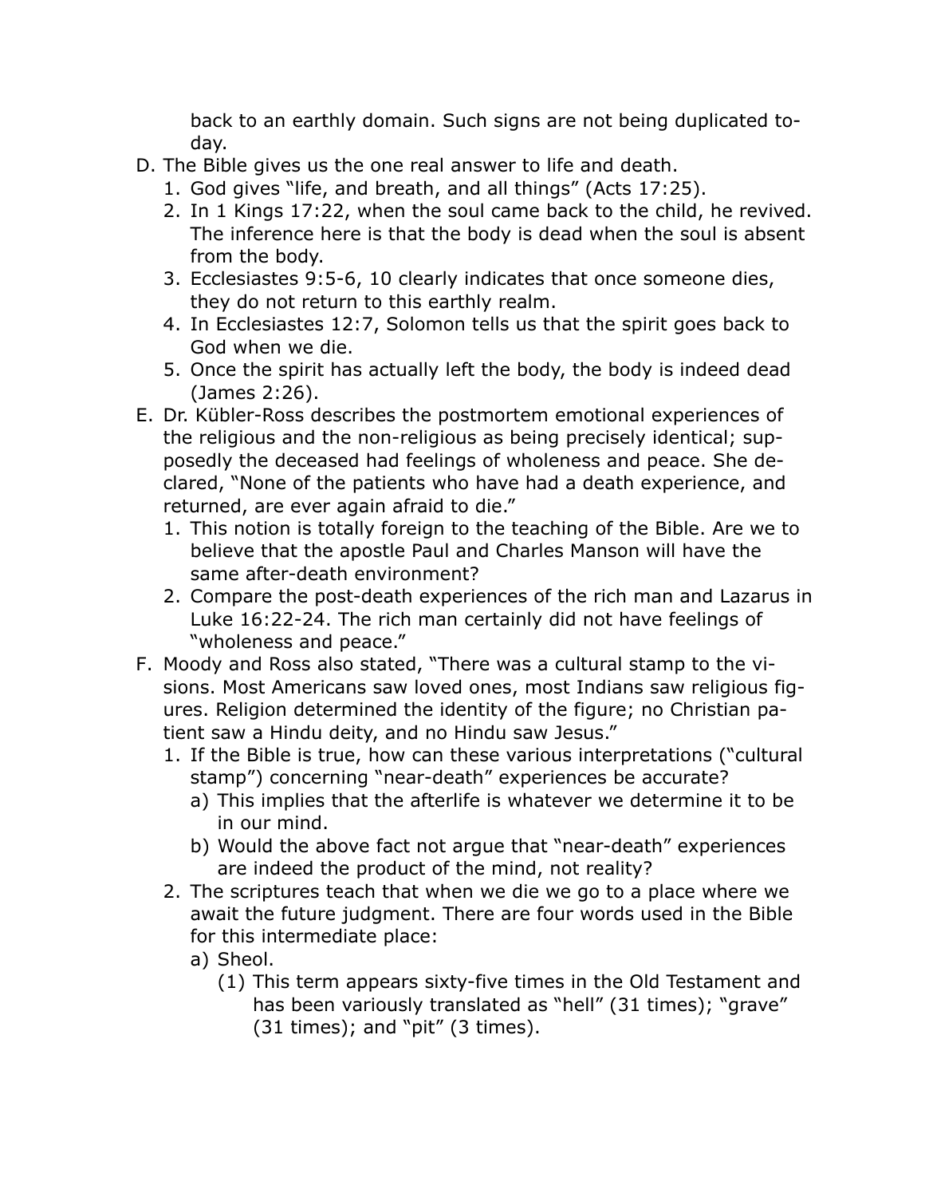back to an earthly domain. Such signs are not being duplicated today.

D. The Bible gives us the one real answer to life and death.
   1. God gives "life, and breath, and all things" (Acts 17:25).
   2. In 1 Kings 17:22, when the soul came back to the child, he revived. The inference here is that the body is dead when the soul is absent from the body.
   3. Ecclesiastes 9:5-6, 10 clearly indicates that once someone dies, they do not return to this earthly realm.
   4. In Ecclesiastes 12:7, Solomon tells us that the spirit goes back to God when we die.
   5. Once the spirit has actually left the body, the body is indeed dead (James 2:26).

E. Dr. Kübler-Ross describes the postmortem emotional experiences of the religious and the non-religious as being precisely identical; supposedly the deceased had feelings of wholeness and peace. She declared, "None of the patients who have had a death experience, and returned, are ever again afraid to die."
   1. This notion is totally foreign to the teaching of the Bible. Are we to believe that the apostle Paul and Charles Manson will have the same after-death environment?
   2. Compare the post-death experiences of the rich man and Lazarus in Luke 16:22-24. The rich man certainly did not have feelings of "wholeness and peace."

F. Moody and Ross also stated, "There was a cultural stamp to the visions. Most Americans saw loved ones, most Indians saw religious figures. Religion determined the identity of the figure; no Christian patient saw a Hindu deity, and no Hindu saw Jesus."
   1. If the Bible is true, how can these various interpretations ("cultural stamp") concerning "near-death" experiences be accurate?
      a) This implies that the afterlife is whatever we determine it to be in our mind.
      b) Would the above fact not argue that "near-death" experiences are indeed the product of the mind, not reality?
   2. The scriptures teach that when we die we go to a place where we await the future judgment. There are four words used in the Bible for this intermediate place:
      a) Sheol.
         (1) This term appears sixty-five times in the Old Testament and has been variously translated as "hell" (31 times); "grave" (31 times); and "pit" (3 times).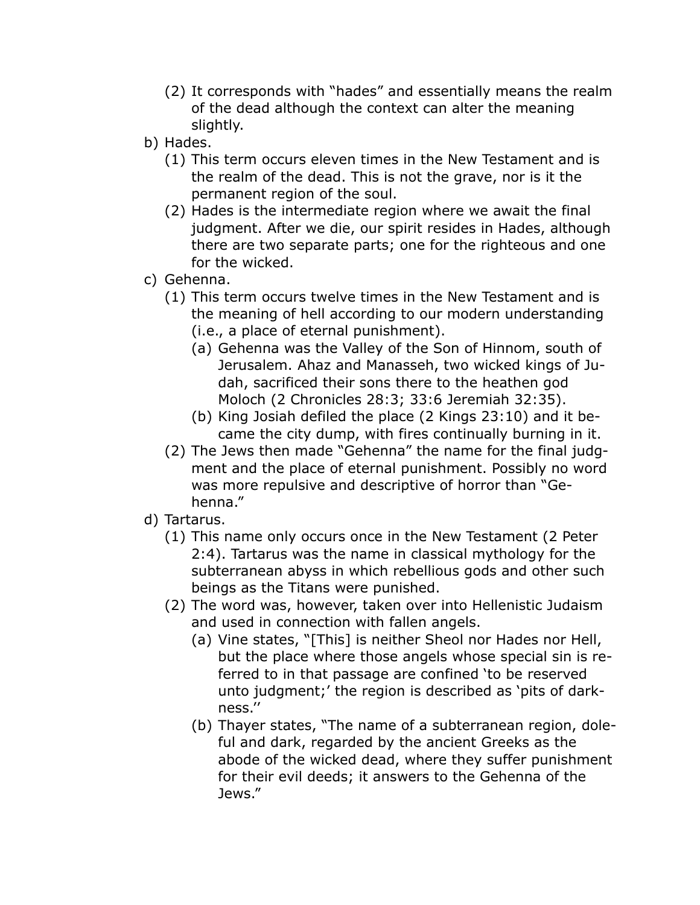(2) It corresponds with "hades" and essentially means the realm of the dead although the context can alter the meaning slightly.

b) Hades.

(1) This term occurs eleven times in the New Testament and is the realm of the dead. This is not the grave, nor is it the permanent region of the soul.

(2) Hades is the intermediate region where we await the final judgment. After we die, our spirit resides in Hades, although there are two separate parts; one for the righteous and one for the wicked.

c) Gehenna.

(1) This term occurs twelve times in the New Testament and is the meaning of hell according to our modern understanding (i.e., a place of eternal punishment).

(a) Gehenna was the Valley of the Son of Hinnom, south of Jerusalem. Ahaz and Manasseh, two wicked kings of Judah, sacrificed their sons there to the heathen god Moloch (2 Chronicles 28:3; 33:6 Jeremiah 32:35).

(b) King Josiah defiled the place (2 Kings 23:10) and it became the city dump, with fires continually burning in it.

(2) The Jews then made "Gehenna" the name for the final judgment and the place of eternal punishment. Possibly no word was more repulsive and descriptive of horror than "Gehenna."

d) Tartarus.

(1) This name only occurs once in the New Testament (2 Peter 2:4). Tartarus was the name in classical mythology for the subterranean abyss in which rebellious gods and other such beings as the Titans were punished.

(2) The word was, however, taken over into Hellenistic Judaism and used in connection with fallen angels.

(a) Vine states, "[This] is neither Sheol nor Hades nor Hell, but the place where those angels whose special sin is referred to in that passage are confined 'to be reserved unto judgment;' the region is described as 'pits of darkness.''

(b) Thayer states, "The name of a subterranean region, doleful and dark, regarded by the ancient Greeks as the abode of the wicked dead, where they suffer punishment for their evil deeds; it answers to the Gehenna of the Jews."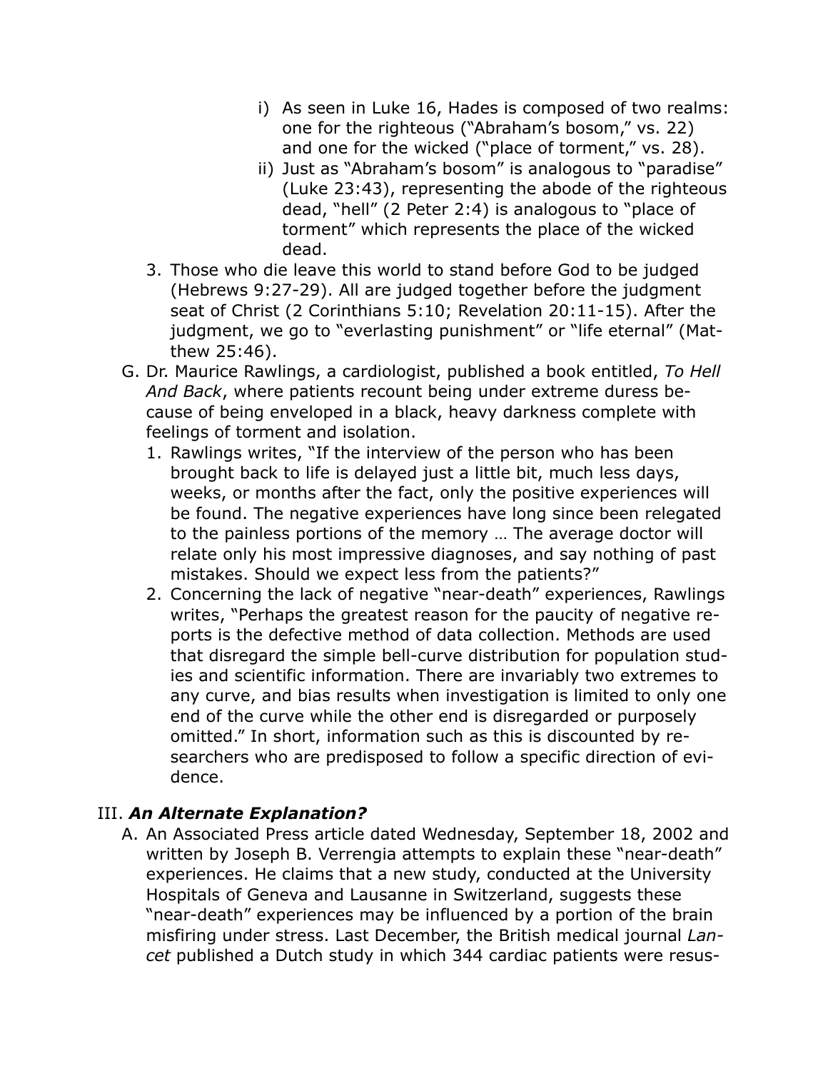i) As seen in Luke 16, Hades is composed of two realms: one for the righteous ("Abraham's bosom," vs. 22) and one for the wicked ("place of torment," vs. 28).
    ii) Just as "Abraham's bosom" is analogous to "paradise" (Luke 23:43), representing the abode of the righteous dead, "hell" (2 Peter 2:4) is analogous to "place of torment" which represents the place of the wicked dead.
  3. Those who die leave this world to stand before God to be judged (Hebrews 9:27-29). All are judged together before the judgment seat of Christ (2 Corinthians 5:10; Revelation 20:11-15). After the judgment, we go to "everlasting punishment" or "life eternal" (Matthew 25:46).

G. Dr. Maurice Rawlings, a cardiologist, published a book entitled, *To Hell And Back*, where patients recount being under extreme duress because of being enveloped in a black, heavy darkness complete with feelings of torment and isolation.
  1. Rawlings writes, "If the interview of the person who has been brought back to life is delayed just a little bit, much less days, weeks, or months after the fact, only the positive experiences will be found. The negative experiences have long since been relegated to the painless portions of the memory … The average doctor will relate only his most impressive diagnoses, and say nothing of past mistakes. Should we expect less from the patients?"
  2. Concerning the lack of negative "near-death" experiences, Rawlings writes, "Perhaps the greatest reason for the paucity of negative reports is the defective method of data collection. Methods are used that disregard the simple bell-curve distribution for population studies and scientific information. There are invariably two extremes to any curve, and bias results when investigation is limited to only one end of the curve while the other end is disregarded or purposely omitted." In short, information such as this is discounted by researchers who are predisposed to follow a specific direction of evidence.

## III. ***An Alternate Explanation?***

A. An Associated Press article dated Wednesday, September 18, 2002 and written by Joseph B. Verrengia attempts to explain these "near-death" experiences. He claims that a new study, conducted at the University Hospitals of Geneva and Lausanne in Switzerland, suggests these "near-death" experiences may be influenced by a portion of the brain misfiring under stress. Last December, the British medical journal *Lancet* published a Dutch study in which 344 cardiac patients were resus-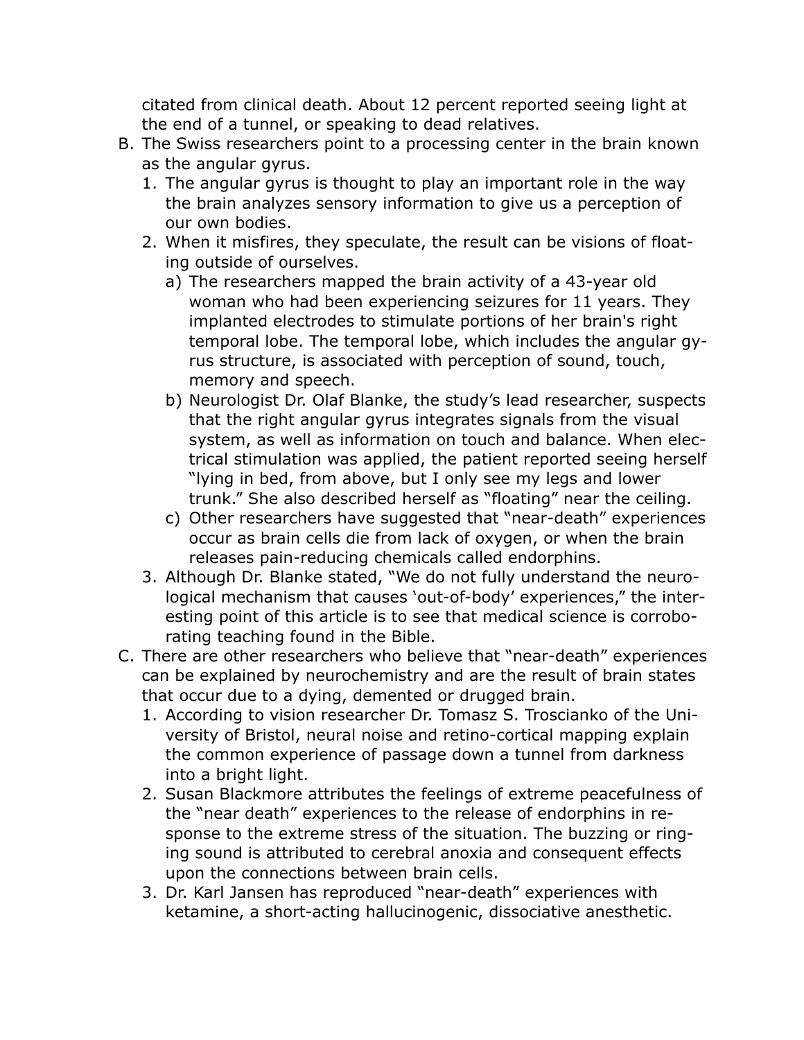citated from clinical death. About 12 percent reported seeing light at the end of a tunnel, or speaking to dead relatives.

B. The Swiss researchers point to a processing center in the brain known as the angular gyrus.
   1. The angular gyrus is thought to play an important role in the way the brain analyzes sensory information to give us a perception of our own bodies.
   2. When it misfires, they speculate, the result can be visions of floating outside of ourselves.
      a) The researchers mapped the brain activity of a 43-year old woman who had been experiencing seizures for 11 years. They implanted electrodes to stimulate portions of her brain's right temporal lobe. The temporal lobe, which includes the angular gyrus structure, is associated with perception of sound, touch, memory and speech.
      b) Neurologist Dr. Olaf Blanke, the study's lead researcher, suspects that the right angular gyrus integrates signals from the visual system, as well as information on touch and balance. When electrical stimulation was applied, the patient reported seeing herself "lying in bed, from above, but I only see my legs and lower trunk." She also described herself as "floating" near the ceiling.
      c) Other researchers have suggested that "near-death" experiences occur as brain cells die from lack of oxygen, or when the brain releases pain-reducing chemicals called endorphins.
   3. Although Dr. Blanke stated, "We do not fully understand the neurological mechanism that causes 'out-of-body' experiences," the interesting point of this article is to see that medical science is corroborating teaching found in the Bible.

C. There are other researchers who believe that "near-death" experiences can be explained by neurochemistry and are the result of brain states that occur due to a dying, demented or drugged brain.
   1. According to vision researcher Dr. Tomasz S. Troscianko of the University of Bristol, neural noise and retino-cortical mapping explain the common experience of passage down a tunnel from darkness into a bright light.
   2. Susan Blackmore attributes the feelings of extreme peacefulness of the "near death" experiences to the release of endorphins in response to the extreme stress of the situation. The buzzing or ringing sound is attributed to cerebral anoxia and consequent effects upon the connections between brain cells.
   3. Dr. Karl Jansen has reproduced "near-death" experiences with ketamine, a short-acting hallucinogenic, dissociative anesthetic.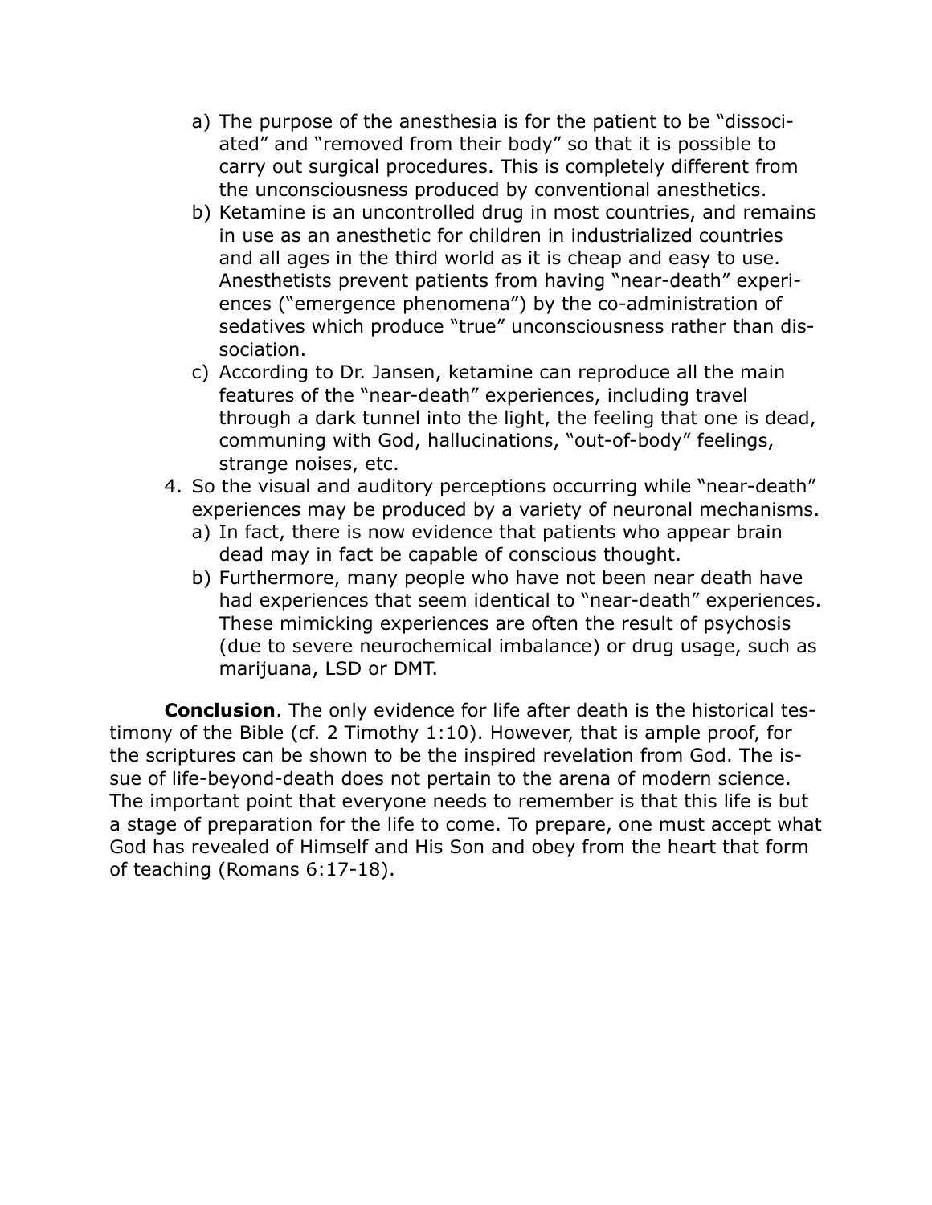a) The purpose of the anesthesia is for the patient to be "dissociated" and "removed from their body" so that it is possible to carry out surgical procedures. This is completely different from the unconsciousness produced by conventional anesthetics.
   b) Ketamine is an uncontrolled drug in most countries, and remains in use as an anesthetic for children in industrialized countries and all ages in the third world as it is cheap and easy to use. Anesthetists prevent patients from having "near-death" experiences ("emergence phenomena") by the co-administration of sedatives which produce "true" unconsciousness rather than dissociation.
   c) According to Dr. Jansen, ketamine can reproduce all the main features of the "near-death" experiences, including travel through a dark tunnel into the light, the feeling that one is dead, communing with God, hallucinations, "out-of-body" feelings, strange noises, etc.

4. So the visual and auditory perceptions occurring while "near-death" experiences may be produced by a variety of neuronal mechanisms.
   a) In fact, there is now evidence that patients who appear brain dead may in fact be capable of conscious thought.
   b) Furthermore, many people who have not been near death have had experiences that seem identical to "near-death" experiences. These mimicking experiences are often the result of psychosis (due to severe neurochemical imbalance) or drug usage, such as marijuana, LSD or DMT.

**Conclusion**. The only evidence for life after death is the historical testimony of the Bible (cf. 2 Timothy 1:10). However, that is ample proof, for the scriptures can be shown to be the inspired revelation from God. The issue of life-beyond-death does not pertain to the arena of modern science. The important point that everyone needs to remember is that this life is but a stage of preparation for the life to come. To prepare, one must accept what God has revealed of Himself and His Son and obey from the heart that form of teaching (Romans 6:17-18).